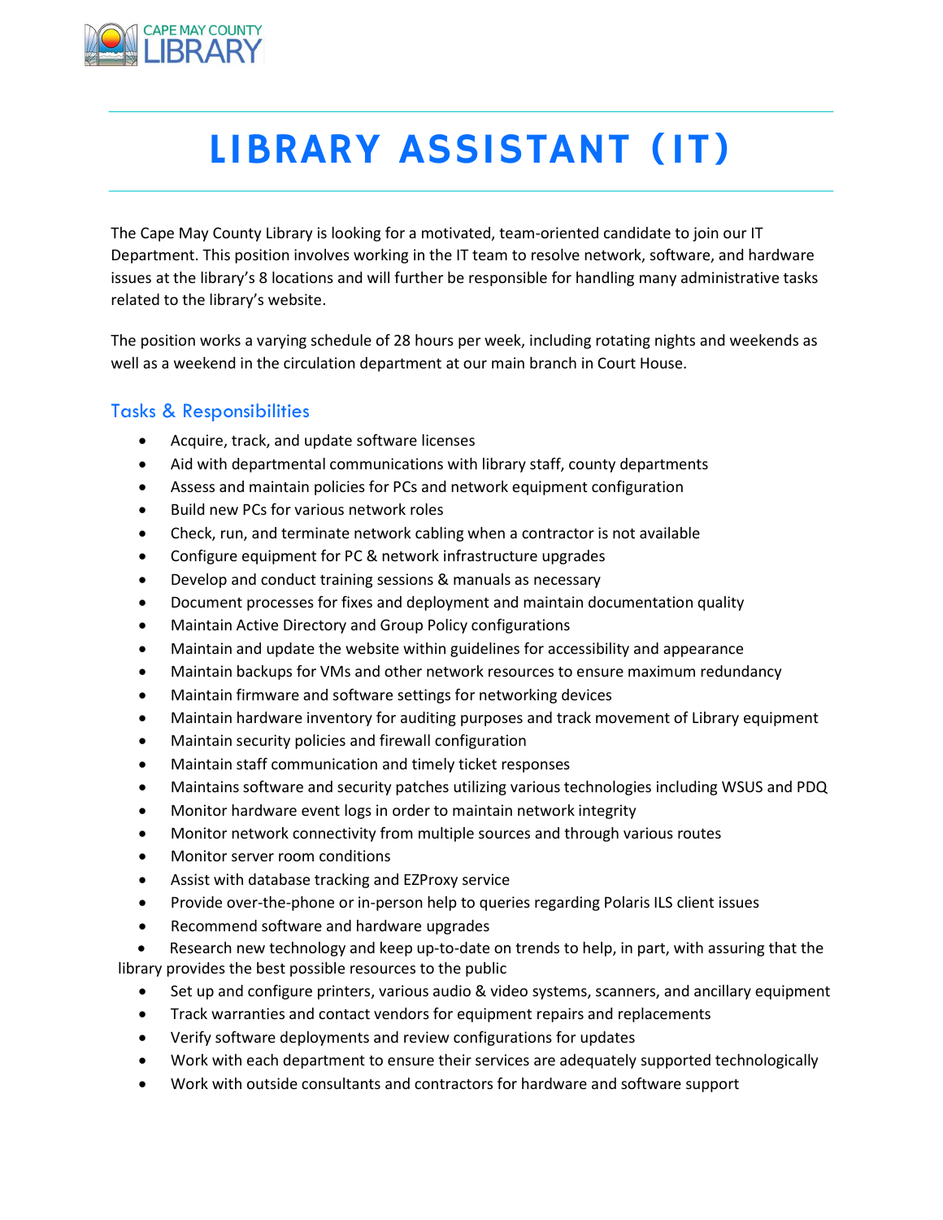# LIBRARY ASSISTANT (IT)

The Cape May County Library is looking for a motivated, team-oriented candidate to join our IT Department. This position involves working in the IT team to resolve network, software, and hardware issues at the library's 8 locations and will further be responsible for handling many administrative tasks related to the library's website.

The position works a varying schedule of 28 hours per week, including rotating nights and weekends as well as a weekend in the circulation department at our main branch in Court House.

## Tasks & Responsibilities

- Acquire, track, and update software licenses
- Aid with departmental communications with library staff, county departments
- Assess and maintain policies for PCs and network equipment configuration
- Build new PCs for various network roles
- Check, run, and terminate network cabling when a contractor is not available
- Configure equipment for PC & network infrastructure upgrades
- Develop and conduct training sessions & manuals as necessary
- Document processes for fixes and deployment and maintain documentation quality
- Maintain Active Directory and Group Policy configurations
- Maintain and update the website within guidelines for accessibility and appearance
- Maintain backups for VMs and other network resources to ensure maximum redundancy
- Maintain firmware and software settings for networking devices
- Maintain hardware inventory for auditing purposes and track movement of Library equipment
- Maintain security policies and firewall configuration
- Maintain staff communication and timely ticket responses
- Maintains software and security patches utilizing various technologies including WSUS and PDQ
- Monitor hardware event logs in order to maintain network integrity
- Monitor network connectivity from multiple sources and through various routes
- Monitor server room conditions
- Assist with database tracking and EZProxy service
- Provide over-the-phone or in-person help to queries regarding Polaris ILS client issues
- Recommend software and hardware upgrades
- Research new technology and keep up-to-date on trends to help, in part, with assuring that the library provides the best possible resources to the public
- Set up and configure printers, various audio & video systems, scanners, and ancillary equipment
- Track warranties and contact vendors for equipment repairs and replacements
- Verify software deployments and review configurations for updates
- Work with each department to ensure their services are adequately supported technologically
- Work with outside consultants and contractors for hardware and software support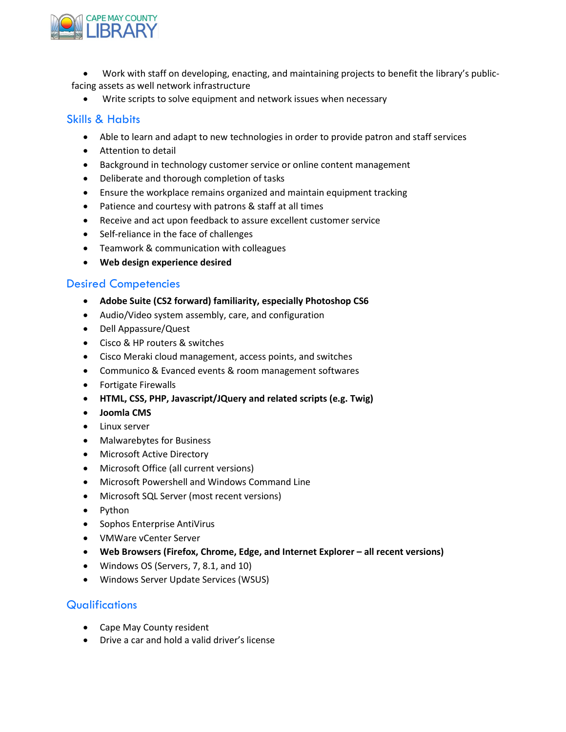- Work with staff on developing, enacting, and maintaining projects to benefit the library's public-facing assets as well network infrastructure
- Write scripts to solve equipment and network issues when necessary

## Skills & Habits

- Able to learn and adapt to new technologies in order to provide patron and staff services
- Attention to detail
- Background in technology customer service or online content management
- Deliberate and thorough completion of tasks
- Ensure the workplace remains organized and maintain equipment tracking
- Patience and courtesy with patrons & staff at all times
- Receive and act upon feedback to assure excellent customer service
- Self-reliance in the face of challenges
- Teamwork & communication with colleagues
- **Web design experience desired**

## Desired Competencies

- **Adobe Suite (CS2 forward) familiarity, especially Photoshop CS6**
- Audio/Video system assembly, care, and configuration
- Dell Appassure/Quest
- Cisco & HP routers & switches
- Cisco Meraki cloud management, access points, and switches
- Communico & Evanced events & room management softwares
- Fortigate Firewalls
- **HTML, CSS, PHP, Javascript/JQuery and related scripts (e.g. Twig)**
- **Joomla CMS**
- Linux server
- Malwarebytes for Business
- Microsoft Active Directory
- Microsoft Office (all current versions)
- Microsoft Powershell and Windows Command Line
- Microsoft SQL Server (most recent versions)
- Python
- Sophos Enterprise AntiVirus
- VMWare vCenter Server
- **Web Browsers (Firefox, Chrome, Edge, and Internet Explorer – all recent versions)**
- Windows OS (Servers, 7, 8.1, and 10)
- Windows Server Update Services (WSUS)

## Qualifications

- Cape May County resident
- Drive a car and hold a valid driver's license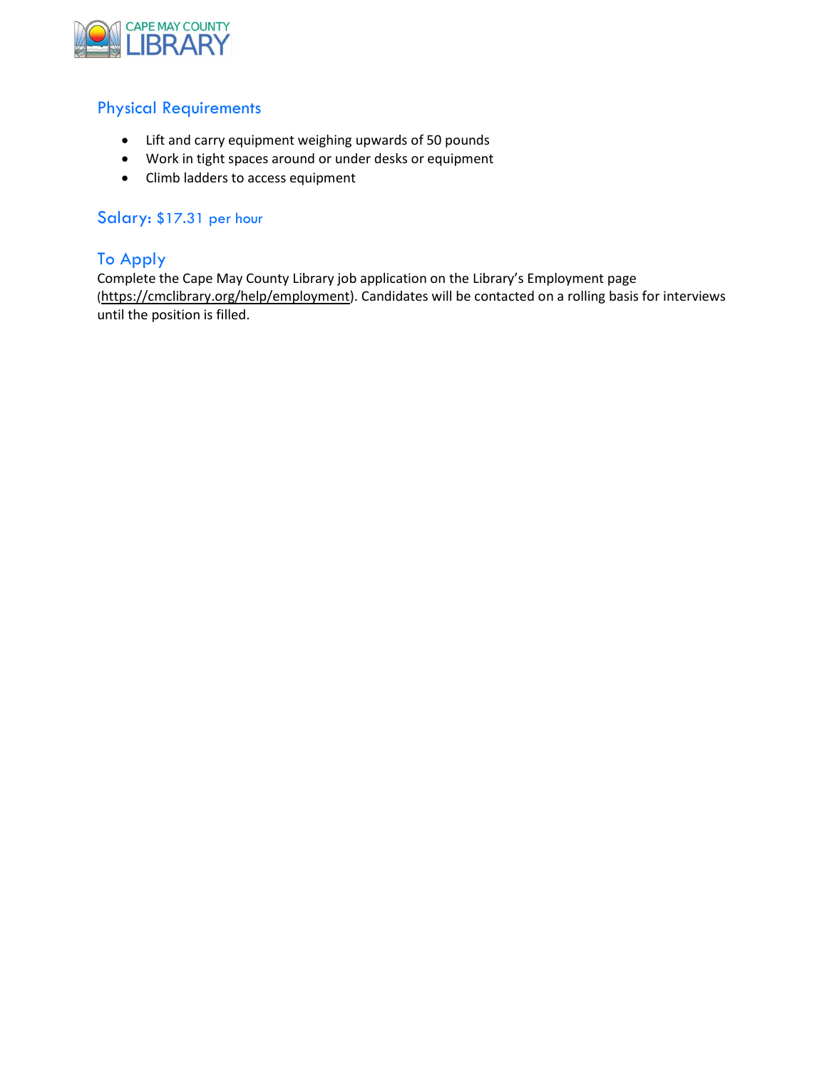## Physical Requirements

- Lift and carry equipment weighing upwards of 50 pounds
- Work in tight spaces around or under desks or equipment
- Climb ladders to access equipment

## Salary: $17.31 per hour

## To Apply

Complete the Cape May County Library job application on the Library's Employment page (https://cmclibrary.org/help/employment). Candidates will be contacted on a rolling basis for interviews until the position is filled.